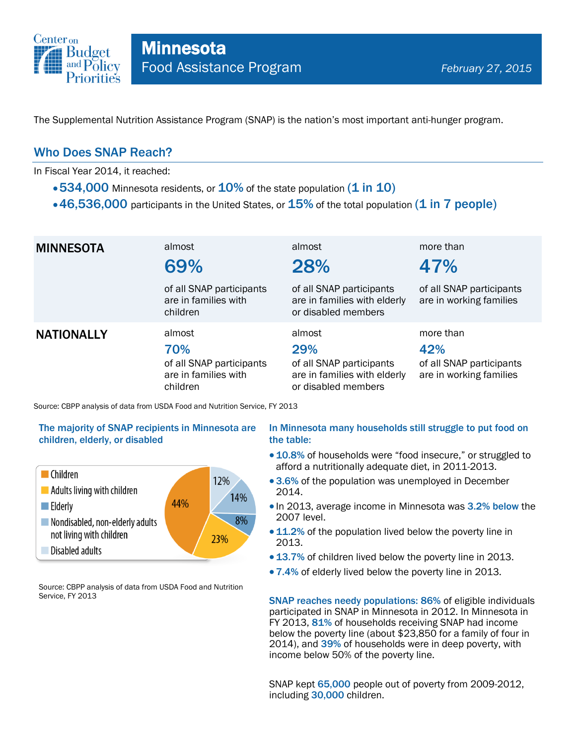# Minnesota

## Food Assistance Program

*February 27, 2015*

The Supplemental Nutrition Assistance Program (SNAP) is the nation's most important anti-hunger program.

## Who Does SNAP Reach?

In Fiscal Year 2014, it reached:

- **534,000** Minnesota residents, or **10%** of the state population **(1 in 10)**
- **46,536,000** participants in the United States, or **15%** of the total population **(1 in 7 people)**

| | | | |
|---|---|---|---|
| **MINNESOTA** | almost **69%** of all SNAP participants are in families with children | almost **28%** of all SNAP participants are in families with elderly or disabled members | more than **47%** of all SNAP participants are in working families |
| **NATIONALLY** | almost **70%** of all SNAP participants are in families with children | almost **29%** of all SNAP participants are in families with elderly or disabled members | more than **42%** of all SNAP participants are in working families |

Source: CBPP analysis of data from USDA Food and Nutrition Service, FY 2013

### The majority of SNAP recipients in Minnesota are children, elderly, or disabled

Children
Adults living with children
Elderly
Nondisabled, non-elderly adults not living with children
Disabled adults

44%
23%
8%
14%
12%

Source: CBPP analysis of data from USDA Food and Nutrition Service, FY 2013

### In Minnesota many households still struggle to put food on the table:

- **10.8%** of households were "food insecure," or struggled to afford a nutritionally adequate diet, in 2011-2013.
- **3.6%** of the population was unemployed in December 2014.
- In 2013, average income in Minnesota was **3.2% below** the 2007 level.
- **11.2%** of the population lived below the poverty line in 2013.
- **13.7%** of children lived below the poverty line in 2013.
- **7.4%** of elderly lived below the poverty line in 2013.

**SNAP reaches needy populations: 86%** of eligible individuals participated in SNAP in Minnesota in 2012. In Minnesota in FY 2013, **81%** of households receiving SNAP had income below the poverty line (about $23,850 for a family of four in 2014), and **39%** of households were in deep poverty, with income below 50% of the poverty line.

SNAP kept **65,000** people out of poverty from 2009-2012, including **30,000** children.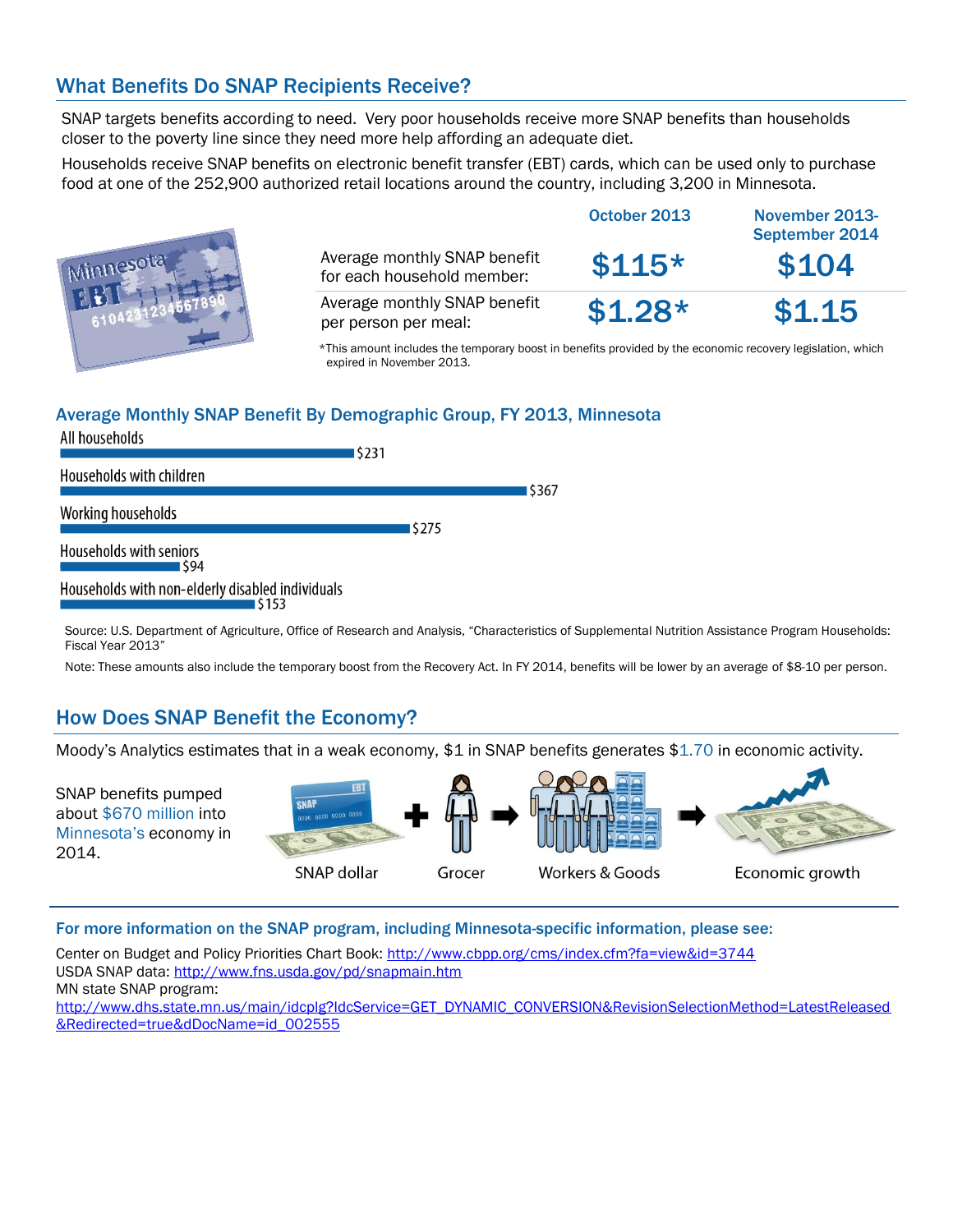## What Benefits Do SNAP Recipients Receive?

SNAP targets benefits according to need. Very poor households receive more SNAP benefits than households closer to the poverty line since they need more help affording an adequate diet.

Households receive SNAP benefits on electronic benefit transfer (EBT) cards, which can be used only to purchase food at one of the 252,900 authorized retail locations around the country, including 3,200 in Minnesota.

| | October 2013 | November 2013-September 2014 |
|---|---|---|
| Average monthly SNAP benefit for each household member: | $115* | $104 |
| Average monthly SNAP benefit per person per meal: | $1.28* | $1.15 |

*This amount includes the temporary boost in benefits provided by the economic recovery legislation, which expired in November 2013.

### Average Monthly SNAP Benefit By Demographic Group, FY 2013, Minnesota

All households
$231

Households with children
$367

Working households
$275

Households with seniors
$94

Households with non-elderly disabled individuals
$153

Source: U.S. Department of Agriculture, Office of Research and Analysis, "Characteristics of Supplemental Nutrition Assistance Program Households: Fiscal Year 2013"

Note: These amounts also include the temporary boost from the Recovery Act. In FY 2014, benefits will be lower by an average of $8-10 per person.

## How Does SNAP Benefit the Economy?

Moody's Analytics estimates that in a weak economy, $1 in SNAP benefits generates $1.70 in economic activity.

SNAP benefits pumped about $670 million into Minnesota's economy in 2014.

SNAP dollar + Grocer → Workers & Goods → Economic growth

**For more information on the SNAP program, including Minnesota-specific information, please see:**

Center on Budget and Policy Priorities Chart Book: http://www.cbpp.org/cms/index.cfm?fa=view&id=3744
USDA SNAP data: http://www.fns.usda.gov/pd/snapmain.htm
MN state SNAP program:
http://www.dhs.state.mn.us/main/idcplg?IdcService=GET_DYNAMIC_CONVERSION&RevisionSelectionMethod=LatestReleased&Redirected=true&dDocName=id_002555